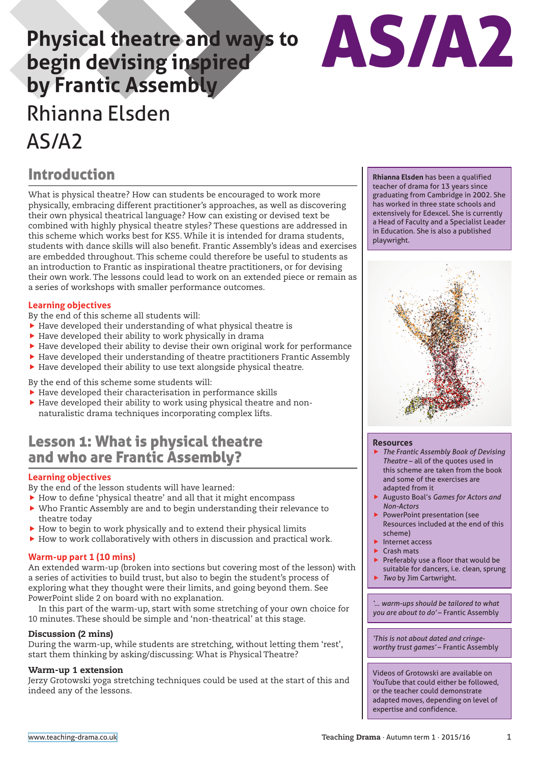# Physical theatre and ways to begin devising inspired by Frantic Assembly

AS/A2

Rhianna Elsden

AS/A2

## Introduction

What is physical theatre? How can students be encouraged to work more physically, embracing different practitioner's approaches, as well as discovering their own physical theatrical language? How can existing or devised text be combined with highly physical theatre styles? These questions are addressed in this scheme which works best for KS5. While it is intended for drama students, students with dance skills will also benefit. Frantic Assembly's ideas and exercises are embedded throughout. This scheme could therefore be useful to students as an introduction to Frantic as inspirational theatre practitioners, or for devising their own work. The lessons could lead to work on an extended piece or remain as a series of workshops with smaller performance outcomes.

### Learning objectives

By the end of this scheme all students will:

- Have developed their understanding of what physical theatre is
- Have developed their ability to work physically in drama
- Have developed their ability to devise their own original work for performance
- Have developed their understanding of theatre practitioners Frantic Assembly
- Have developed their ability to use text alongside physical theatre.

By the end of this scheme some students will:

- Have developed their characterisation in performance skills
- Have developed their ability to work using physical theatre and non-naturalistic drama techniques incorporating complex lifts.

## Lesson 1: What is physical theatre and who are Frantic Assembly?

### Learning objectives

By the end of the lesson students will have learned:

- How to define 'physical theatre' and all that it might encompass
- Who Frantic Assembly are and to begin understanding their relevance to theatre today
- How to begin to work physically and to extend their physical limits
- How to work collaboratively with others in discussion and practical work.

### Warm-up part 1 (10 mins)

An extended warm-up (broken into sections but covering most of the lesson) with a series of activities to build trust, but also to begin the student's process of exploring what they thought were their limits, and going beyond them. See PowerPoint slide 2 on board with no explanation.

In this part of the warm-up, start with some stretching of your own choice for 10 minutes. These should be simple and 'non-theatrical' at this stage.

#### Discussion (2 mins)

During the warm-up, while students are stretching, without letting them 'rest', start them thinking by asking/discussing: What is Physical Theatre?

#### Warm-up 1 extension

Jerzy Grotowski yoga stretching techniques could be used at the start of this and indeed any of the lessons.

---

**Rhianna Elsden** has been a qualified teacher of drama for 13 years since graduating from Cambridge in 2002. She has worked in three state schools and extensively for Edexcel. She is currently a Head of Faculty and a Specialist Leader in Education. She is also a published playwright.

**Resources**

- *The Frantic Assembly Book of Devising Theatre* – all of the quotes used in this scheme are taken from the book and some of the exercises are adapted from it
- Augusto Boal's *Games for Actors and Non-Actors*
- PowerPoint presentation (see Resources included at the end of this scheme)
- Internet access
- Crash mats
- Preferably use a floor that would be suitable for dancers, i.e. clean, sprung
- *Two* by Jim Cartwright.

*'... warm-ups should be tailored to what you are about to do'* – Frantic Assembly

*'This is not about dated and cringe-worthy trust games'* – Frantic Assembly

Videos of Grotowski are available on YouTube that could either be followed, or the teacher could demonstrate adapted moves, depending on level of expertise and confidence.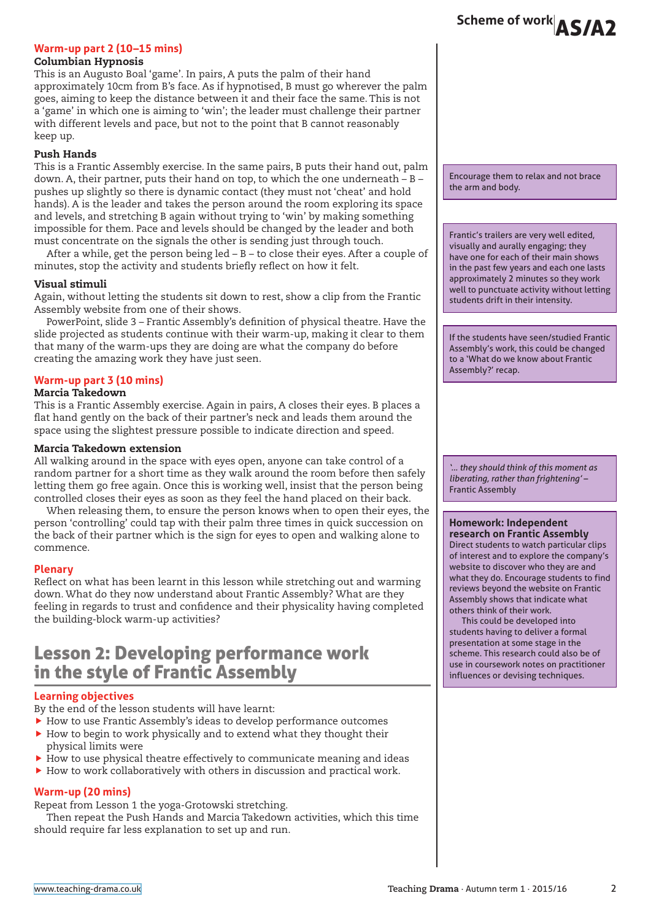### Warm-up part 2 (10–15 mins)

**Columbian Hypnosis**

This is an Augusto Boal 'game'. In pairs, A puts the palm of their hand approximately 10cm from B's face. As if hypnotised, B must go wherever the palm goes, aiming to keep the distance between it and their face the same. This is not a 'game' in which one is aiming to 'win'; the leader must challenge their partner with different levels and pace, but not to the point that B cannot reasonably keep up.

**Push Hands**

This is a Frantic Assembly exercise. In the same pairs, B puts their hand out, palm down. A, their partner, puts their hand on top, to which the one underneath – B – pushes up slightly so there is dynamic contact (they must not 'cheat' and hold hands). A is the leader and takes the person around the room exploring its space and levels, and stretching B again without trying to 'win' by making something impossible for them. Pace and levels should be changed by the leader and both must concentrate on the signals the other is sending just through touch.

After a while, get the person being led – B – to close their eyes. After a couple of minutes, stop the activity and students briefly reflect on how it felt.

> Encourage them to relax and not brace the arm and body.

**Visual stimuli**

Again, without letting the students sit down to rest, show a clip from the Frantic Assembly website from one of their shows.

PowerPoint, slide 3 – Frantic Assembly's definition of physical theatre. Have the slide projected as students continue with their warm-up, making it clear to them that many of the warm-ups they are doing are what the company do before creating the amazing work they have just seen.

> Frantic's trailers are very well edited, visually and aurally engaging; they have one for each of their main shows in the past few years and each one lasts approximately 2 minutes so they work well to punctuate activity without letting students drift in their intensity.

> If the students have seen/studied Frantic Assembly's work, this could be changed to a 'What do we know about Frantic Assembly?' recap.

### Warm-up part 3 (10 mins)

**Marcia Takedown**

This is a Frantic Assembly exercise. Again in pairs, A closes their eyes. B places a flat hand gently on the back of their partner's neck and leads them around the space using the slightest pressure possible to indicate direction and speed.

**Marcia Takedown extension**

All walking around in the space with eyes open, anyone can take control of a random partner for a short time as they walk around the room before then safely letting them go free again. Once this is working well, insist that the person being controlled closes their eyes as soon as they feel the hand placed on their back.

When releasing them, to ensure the person knows when to open their eyes, the person 'controlling' could tap with their palm three times in quick succession on the back of their partner which is the sign for eyes to open and walking alone to commence.

> *'... they should think of this moment as liberating, rather than frightening'* – Frantic Assembly

### Plenary

Reflect on what has been learnt in this lesson while stretching out and warming down. What do they now understand about Frantic Assembly? What are they feeling in regards to trust and confidence and their physicality having completed the building-block warm-up activities?

> **Homework: Independent research on Frantic Assembly**
> Direct students to watch particular clips of interest and to explore the company's website to discover who they are and what they do. Encourage students to find reviews beyond the website on Frantic Assembly shows that indicate what others think of their work.
> This could be developed into students having to deliver a formal presentation at some stage in the scheme. This research could also be of use in coursework notes on practitioner influences or devising techniques.

## Lesson 2: Developing performance work in the style of Frantic Assembly

### Learning objectives

By the end of the lesson students will have learnt:

- How to use Frantic Assembly's ideas to develop performance outcomes
- How to begin to work physically and to extend what they thought their physical limits were
- How to use physical theatre effectively to communicate meaning and ideas
- How to work collaboratively with others in discussion and practical work.

### Warm-up (20 mins)

Repeat from Lesson 1 the yoga-Grotowski stretching.

Then repeat the Push Hands and Marcia Takedown activities, which this time should require far less explanation to set up and run.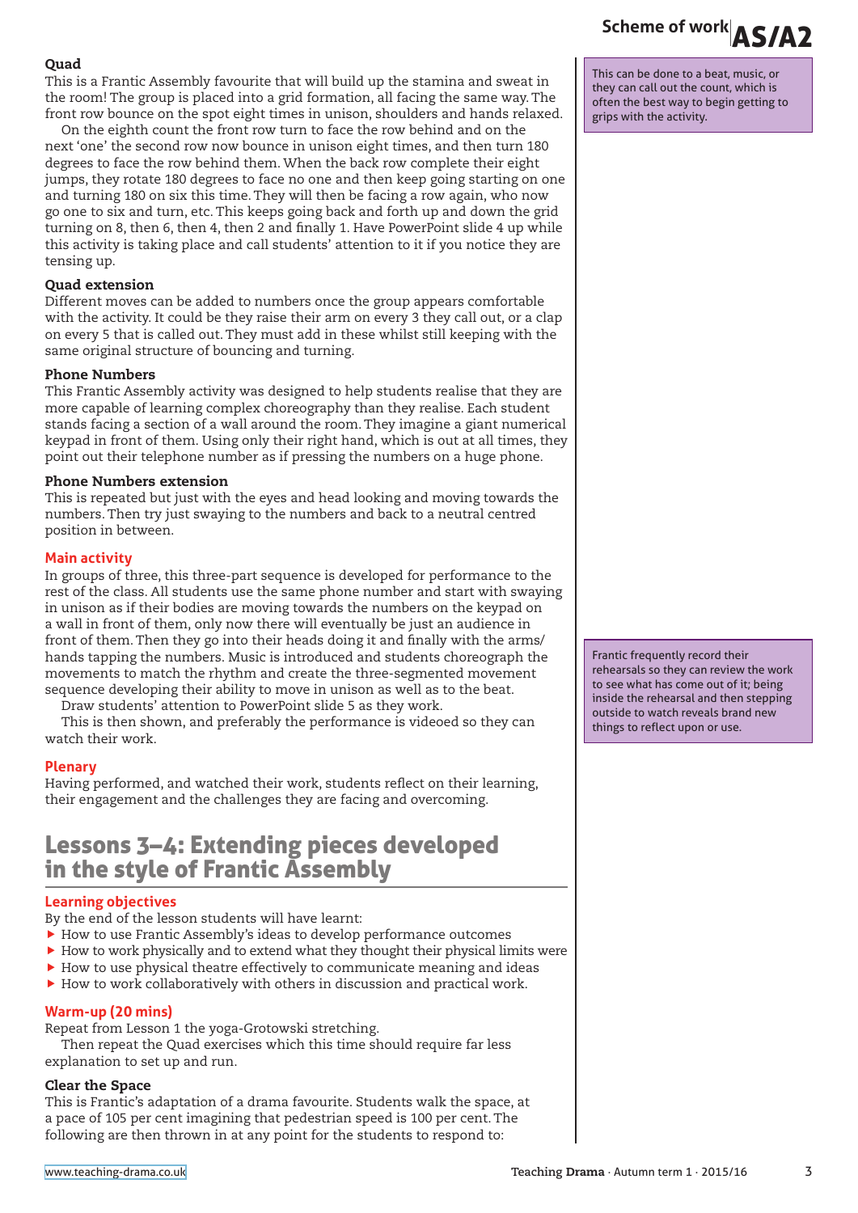**Quad**

This is a Frantic Assembly favourite that will build up the stamina and sweat in the room! The group is placed into a grid formation, all facing the same way. The front row bounce on the spot eight times in unison, shoulders and hands relaxed.

On the eighth count the front row turn to face the row behind and on the next 'one' the second row now bounce in unison eight times, and then turn 180 degrees to face the row behind them. When the back row complete their eight jumps, they rotate 180 degrees to face no one and then keep going starting on one and turning 180 on six this time. They will then be facing a row again, who now go one to six and turn, etc. This keeps going back and forth up and down the grid turning on 8, then 6, then 4, then 2 and finally 1. Have PowerPoint slide 4 up while this activity is taking place and call students' attention to it if you notice they are tensing up.

This can be done to a beat, music, or they can call out the count, which is often the best way to begin getting to grips with the activity.

**Quad extension**

Different moves can be added to numbers once the group appears comfortable with the activity. It could be they raise their arm on every 3 they call out, or a clap on every 5 that is called out. They must add in these whilst still keeping with the same original structure of bouncing and turning.

**Phone Numbers**

This Frantic Assembly activity was designed to help students realise that they are more capable of learning complex choreography than they realise. Each student stands facing a section of a wall around the room. They imagine a giant numerical keypad in front of them. Using only their right hand, which is out at all times, they point out their telephone number as if pressing the numbers on a huge phone.

**Phone Numbers extension**

This is repeated but just with the eyes and head looking and moving towards the numbers. Then try just swaying to the numbers and back to a neutral centred position in between.

### Main activity

In groups of three, this three-part sequence is developed for performance to the rest of the class. All students use the same phone number and start with swaying in unison as if their bodies are moving towards the numbers on the keypad on a wall in front of them, only now there will eventually be just an audience in front of them. Then they go into their heads doing it and finally with the arms/hands tapping the numbers. Music is introduced and students choreograph the movements to match the rhythm and create the three-segmented movement sequence developing their ability to move in unison as well as to the beat.

Draw students' attention to PowerPoint slide 5 as they work.

This is then shown, and preferably the performance is videoed so they can watch their work.

Frantic frequently record their rehearsals so they can review the work to see what has come out of it; being inside the rehearsal and then stepping outside to watch reveals brand new things to reflect upon or use.

### Plenary

Having performed, and watched their work, students reflect on their learning, their engagement and the challenges they are facing and overcoming.

## Lessons 3–4: Extending pieces developed in the style of Frantic Assembly

### Learning objectives

By the end of the lesson students will have learnt:

- How to use Frantic Assembly's ideas to develop performance outcomes
- How to work physically and to extend what they thought their physical limits were
- How to use physical theatre effectively to communicate meaning and ideas
- How to work collaboratively with others in discussion and practical work.

### Warm-up (20 mins)

Repeat from Lesson 1 the yoga-Grotowski stretching.

Then repeat the Quad exercises which this time should require far less explanation to set up and run.

**Clear the Space**

This is Frantic's adaptation of a drama favourite. Students walk the space, at a pace of 105 per cent imagining that pedestrian speed is 100 per cent. The following are then thrown in at any point for the students to respond to: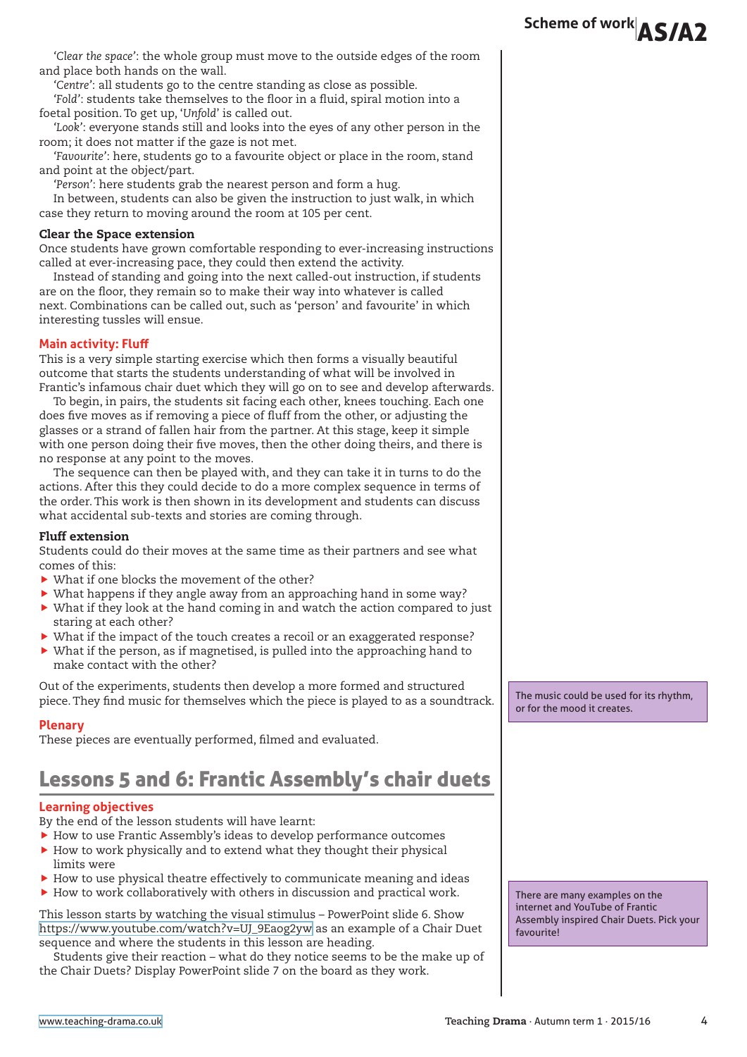*'Clear the space'*: the whole group must move to the outside edges of the room and place both hands on the wall.

*'Centre'*: all students go to the centre standing as close as possible.

*'Fold'*: students take themselves to the floor in a fluid, spiral motion into a foetal position. To get up, '*Unfold*' is called out.

*'Look'*: everyone stands still and looks into the eyes of any other person in the room; it does not matter if the gaze is not met.

*'Favourite'*: here, students go to a favourite object or place in the room, stand and point at the object/part.

*'Person'*: here students grab the nearest person and form a hug.

In between, students can also be given the instruction to just walk, in which case they return to moving around the room at 105 per cent.

### Clear the Space extension

Once students have grown comfortable responding to ever-increasing instructions called at ever-increasing pace, they could then extend the activity.

Instead of standing and going into the next called-out instruction, if students are on the floor, they remain so to make their way into whatever is called next. Combinations can be called out, such as 'person' and favourite' in which interesting tussles will ensue.

### Main activity: Fluff

This is a very simple starting exercise which then forms a visually beautiful outcome that starts the students understanding of what will be involved in Frantic's infamous chair duet which they will go on to see and develop afterwards.

To begin, in pairs, the students sit facing each other, knees touching. Each one does five moves as if removing a piece of fluff from the other, or adjusting the glasses or a strand of fallen hair from the partner. At this stage, keep it simple with one person doing their five moves, then the other doing theirs, and there is no response at any point to the moves.

The sequence can then be played with, and they can take it in turns to do the actions. After this they could decide to do a more complex sequence in terms of the order. This work is then shown in its development and students can discuss what accidental sub-texts and stories are coming through.

### Fluff extension

Students could do their moves at the same time as their partners and see what comes of this:

- What if one blocks the movement of the other?
- What happens if they angle away from an approaching hand in some way?
- What if they look at the hand coming in and watch the action compared to just staring at each other?
- What if the impact of the touch creates a recoil or an exaggerated response?
- What if the person, as if magnetised, is pulled into the approaching hand to make contact with the other?

Out of the experiments, students then develop a more formed and structured piece. They find music for themselves which the piece is played to as a soundtrack.

> The music could be used for its rhythm, or for the mood it creates.

### Plenary

These pieces are eventually performed, filmed and evaluated.

## Lessons 5 and 6: Frantic Assembly's chair duets

### Learning objectives

By the end of the lesson students will have learnt:

- How to use Frantic Assembly's ideas to develop performance outcomes
- How to work physically and to extend what they thought their physical limits were
- How to use physical theatre effectively to communicate meaning and ideas
- How to work collaboratively with others in discussion and practical work.

This lesson starts by watching the visual stimulus – PowerPoint slide 6. Show https://www.youtube.com/watch?v=UJ_9Eaog2yw as an example of a Chair Duet sequence and where the students in this lesson are heading.

Students give their reaction – what do they notice seems to be the make up of the Chair Duets? Display PowerPoint slide 7 on the board as they work.

> There are many examples on the internet and YouTube of Frantic Assembly inspired Chair Duets. Pick your favourite!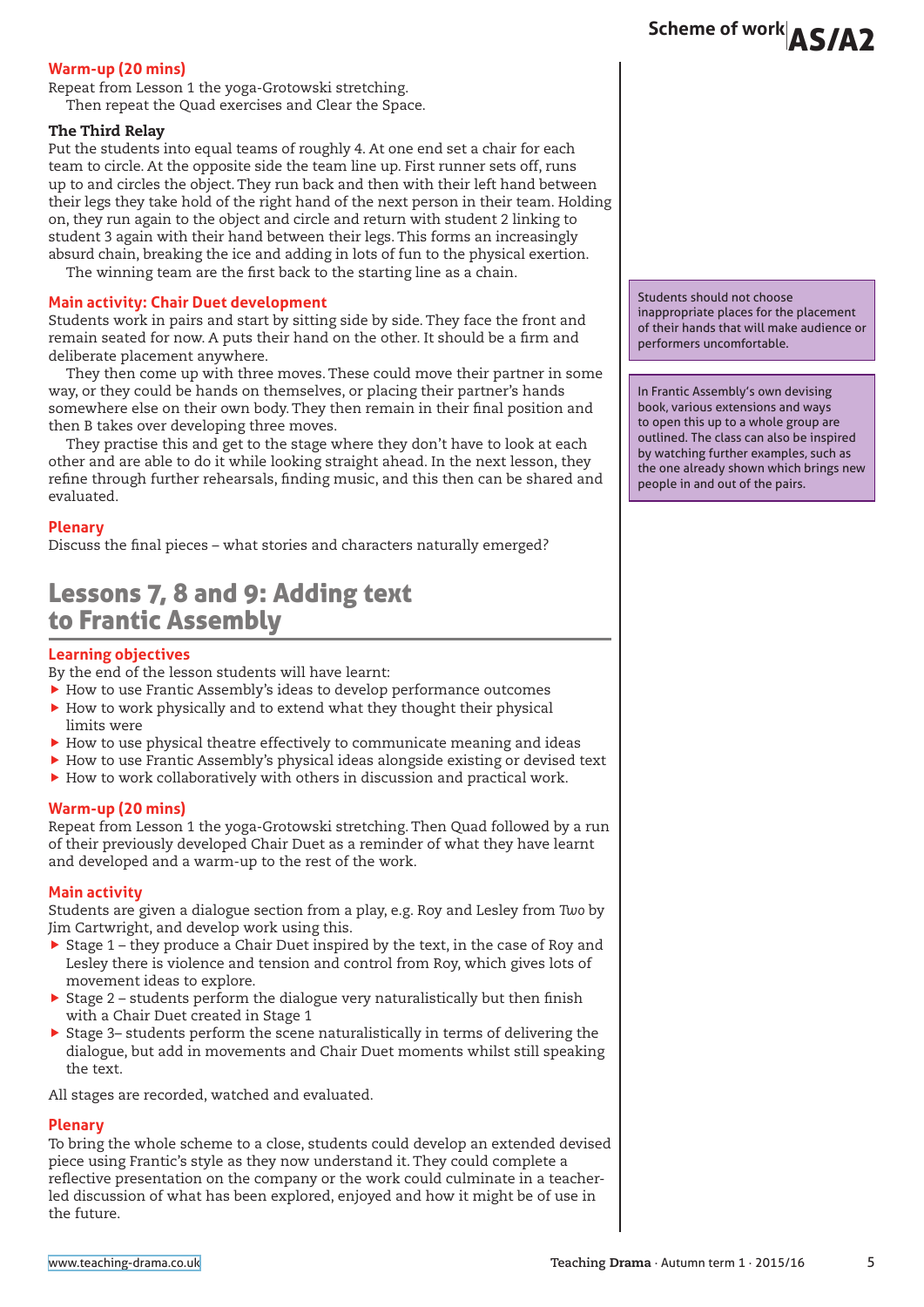### Warm-up (20 mins)

Repeat from Lesson 1 the yoga-Grotowski stretching.

Then repeat the Quad exercises and Clear the Space.

**The Third Relay**

Put the students into equal teams of roughly 4. At one end set a chair for each team to circle. At the opposite side the team line up. First runner sets off, runs up to and circles the object. They run back and then with their left hand between their legs they take hold of the right hand of the next person in their team. Holding on, they run again to the object and circle and return with student 2 linking to student 3 again with their hand between their legs. This forms an increasingly absurd chain, breaking the ice and adding in lots of fun to the physical exertion.

The winning team are the first back to the starting line as a chain.

### Main activity: Chair Duet development

Students work in pairs and start by sitting side by side. They face the front and remain seated for now. A puts their hand on the other. It should be a firm and deliberate placement anywhere.

They then come up with three moves. These could move their partner in some way, or they could be hands on themselves, or placing their partner's hands somewhere else on their own body. They then remain in their final position and then B takes over developing three moves.

They practise this and get to the stage where they don't have to look at each other and are able to do it while looking straight ahead. In the next lesson, they refine through further rehearsals, finding music, and this then can be shared and evaluated.

> Students should not choose inappropriate places for the placement of their hands that will make audience or performers uncomfortable.

> In Frantic Assembly's own devising book, various extensions and ways to open this up to a whole group are outlined. The class can also be inspired by watching further examples, such as the one already shown which brings new people in and out of the pairs.

### Plenary

Discuss the final pieces – what stories and characters naturally emerged?

## Lessons 7, 8 and 9: Adding text to Frantic Assembly

### Learning objectives

By the end of the lesson students will have learnt:

- How to use Frantic Assembly's ideas to develop performance outcomes
- How to work physically and to extend what they thought their physical limits were
- How to use physical theatre effectively to communicate meaning and ideas
- How to use Frantic Assembly's physical ideas alongside existing or devised text
- How to work collaboratively with others in discussion and practical work.

### Warm-up (20 mins)

Repeat from Lesson 1 the yoga-Grotowski stretching. Then Quad followed by a run of their previously developed Chair Duet as a reminder of what they have learnt and developed and a warm-up to the rest of the work.

### Main activity

Students are given a dialogue section from a play, e.g. Roy and Lesley from *Two* by Jim Cartwright, and develop work using this.

- Stage 1 – they produce a Chair Duet inspired by the text, in the case of Roy and Lesley there is violence and tension and control from Roy, which gives lots of movement ideas to explore.
- Stage 2 – students perform the dialogue very naturalistically but then finish with a Chair Duet created in Stage 1
- Stage 3– students perform the scene naturalistically in terms of delivering the dialogue, but add in movements and Chair Duet moments whilst still speaking the text.

All stages are recorded, watched and evaluated.

### Plenary

To bring the whole scheme to a close, students could develop an extended devised piece using Frantic's style as they now understand it. They could complete a reflective presentation on the company or the work could culminate in a teacher-led discussion of what has been explored, enjoyed and how it might be of use in the future.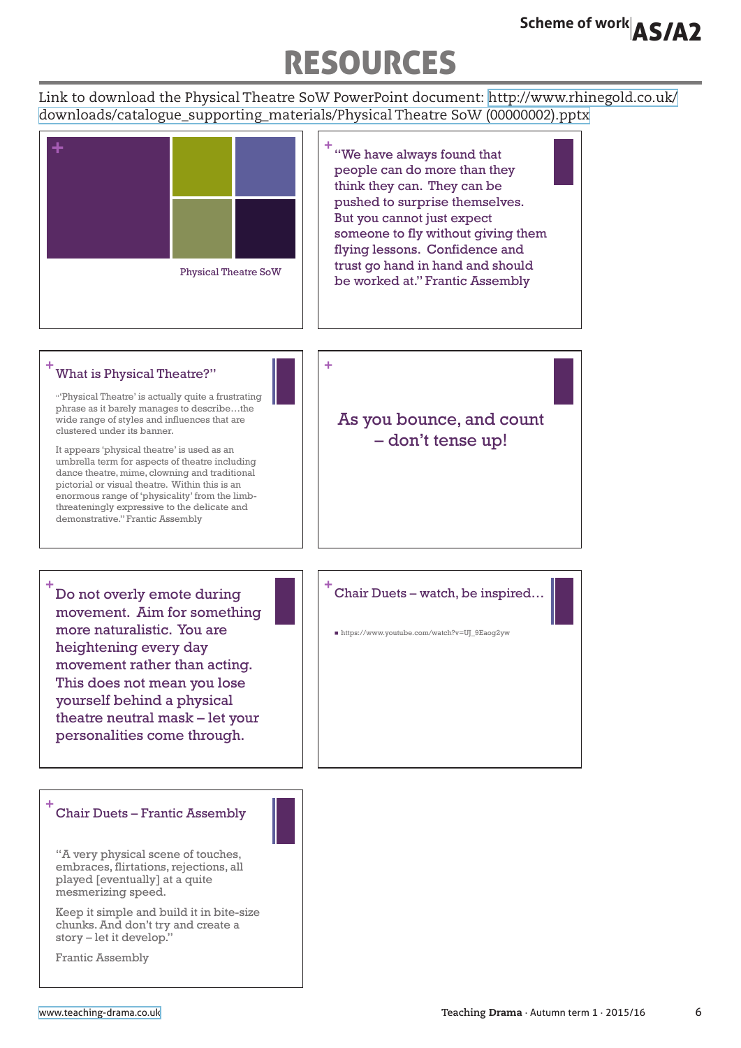# RESOURCES

Link to download the Physical Theatre SoW PowerPoint document: http://www.rhinegold.co.uk/downloads/catalogue_supporting_materials/Physical Theatre SoW (00000002).pptx

Physical Theatre SoW

"We have always found that people can do more than they think they can. They can be pushed to surprise themselves. But you cannot just expect someone to fly without giving them flying lessons. Confidence and trust go hand in hand and should be worked at." Frantic Assembly

## What is Physical Theatre?"

"'Physical Theatre' is actually quite a frustrating phrase as it barely manages to describe…the wide range of styles and influences that are clustered under its banner.

It appears 'physical theatre' is used as an umbrella term for aspects of theatre including dance theatre, mime, clowning and traditional pictorial or visual theatre. Within this is an enormous range of 'physicality' from the limb-threateningly expressive to the delicate and demonstrative." Frantic Assembly

As you bounce, and count – don't tense up!

Do not overly emote during movement. Aim for something more naturalistic. You are heightening every day movement rather than acting. This does not mean you lose yourself behind a physical theatre neutral mask – let your personalities come through.

## Chair Duets – watch, be inspired…

- https://www.youtube.com/watch?v=UJ_9Eaog2yw

## Chair Duets – Frantic Assembly

"A very physical scene of touches, embraces, flirtations, rejections, all played [eventually] at a quite mesmerizing speed.

Keep it simple and build it in bite-size chunks. And don't try and create a story – let it develop."

Frantic Assembly